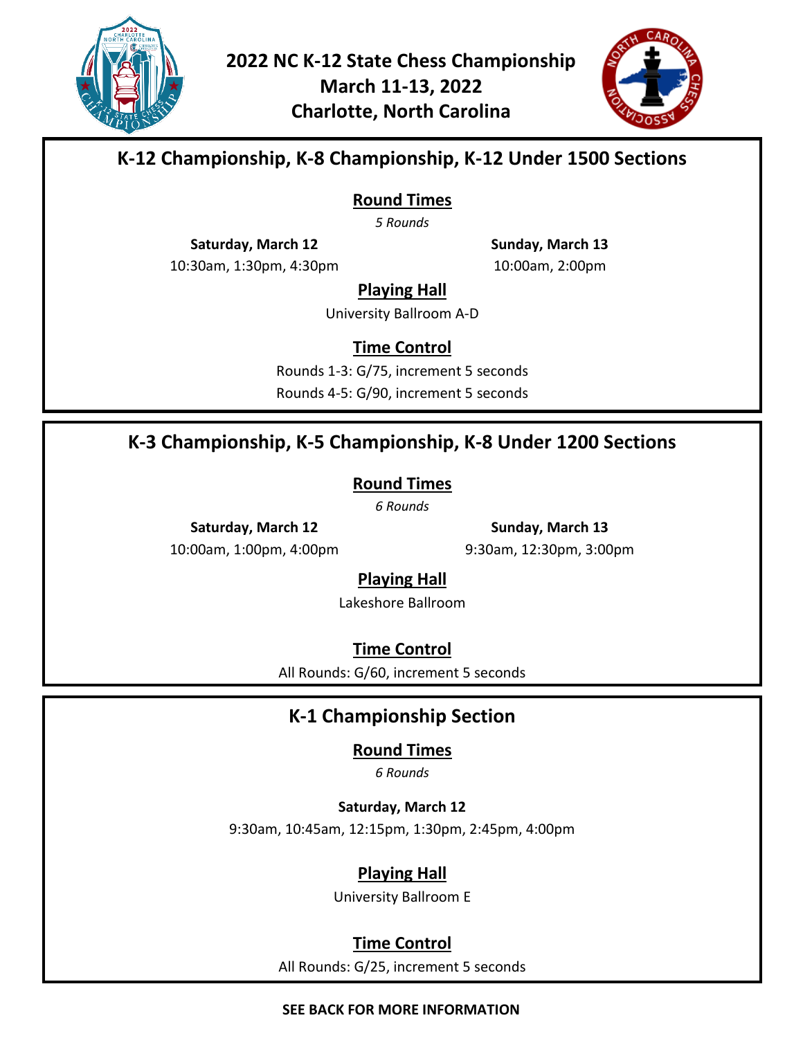# 2022 NC K-12 State Chess Championship
# March 11-13, 2022
# Charlotte, North Carolina

## K-12 Championship, K-8 Championship, K-12 Under 1500 Sections

### Round Times

*5 Rounds*

**Saturday, March 12**
10:30am, 1:30pm, 4:30pm

**Sunday, March 13**
10:00am, 2:00pm

### Playing Hall

University Ballroom A-D

### Time Control

Rounds 1-3: G/75, increment 5 seconds
Rounds 4-5: G/90, increment 5 seconds

## K-3 Championship, K-5 Championship, K-8 Under 1200 Sections

### Round Times

*6 Rounds*

**Saturday, March 12**
10:00am, 1:00pm, 4:00pm

**Sunday, March 13**
9:30am, 12:30pm, 3:00pm

### Playing Hall

Lakeshore Ballroom

### Time Control

All Rounds: G/60, increment 5 seconds

## K-1 Championship Section

### Round Times

*6 Rounds*

**Saturday, March 12**
9:30am, 10:45am, 12:15pm, 1:30pm, 2:45pm, 4:00pm

### Playing Hall

University Ballroom E

### Time Control

All Rounds: G/25, increment 5 seconds

**SEE BACK FOR MORE INFORMATION**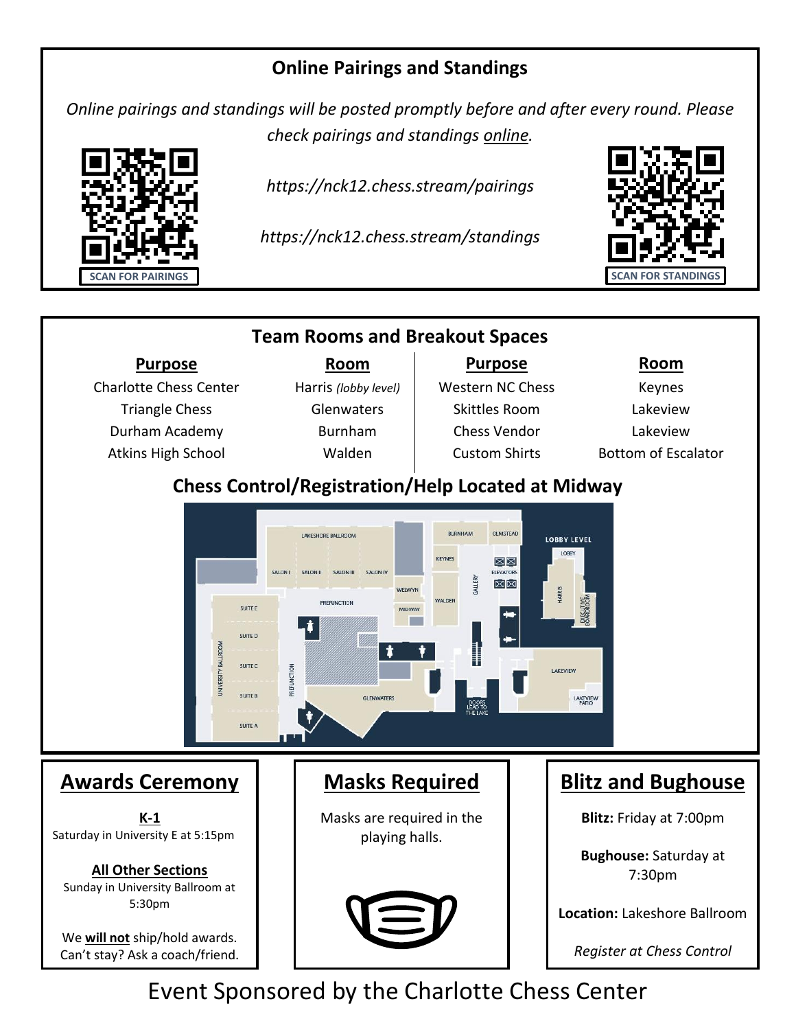## Online Pairings and Standings

*Online pairings and standings will be posted promptly before and after every round. Please check pairings and standings online.*

SCAN FOR PAIRINGS

*https://nck12.chess.stream/pairings*

*https://nck12.chess.stream/standings*

SCAN FOR STANDINGS

## Team Rooms and Breakout Spaces

| Purpose | Room | Purpose | Room |
|---|---|---|---|
| Charlotte Chess Center | Harris *(lobby level)* | Western NC Chess | Keynes |
| Triangle Chess | Glenwaters | Skittles Room | Lakeview |
| Durham Academy | Burnham | Chess Vendor | Lakeview |
| Atkins High School | Walden | Custom Shirts | Bottom of Escalator |

## Chess Control/Registration/Help Located at Midway

LAKESHORE BALLROOM
SALON I
SALON II
SALON III
SALON IV
BURNHAM
OLMSTEAD
KEYNES
ELEVATORS
GALLERY
WELWYN
MIDWAY
WALDEN
PREFUNCTION
SUITE E
SUITE D
SUITE C
SUITE B
SUITE A
UNIVERSITY BALLROOM
PREFUNCTION
GLENWATERS
DOORS LEAD TO THE LAKE
LOBBY LEVEL
LOBBY
HARRIS
EXECUTIVE BOARDROOM
LAKEVIEW
LAKEVIEW PATIO

## Awards Ceremony

**K-1**
Saturday in University E at 5:15pm

**All Other Sections**
Sunday in University Ballroom at 5:30pm

We **will not** ship/hold awards. Can't stay? Ask a coach/friend.

## Masks Required

Masks are required in the playing halls.

## Blitz and Bughouse

**Blitz:** Friday at 7:00pm

**Bughouse:** Saturday at 7:30pm

**Location:** Lakeshore Ballroom

*Register at Chess Control*

Event Sponsored by the Charlotte Chess Center